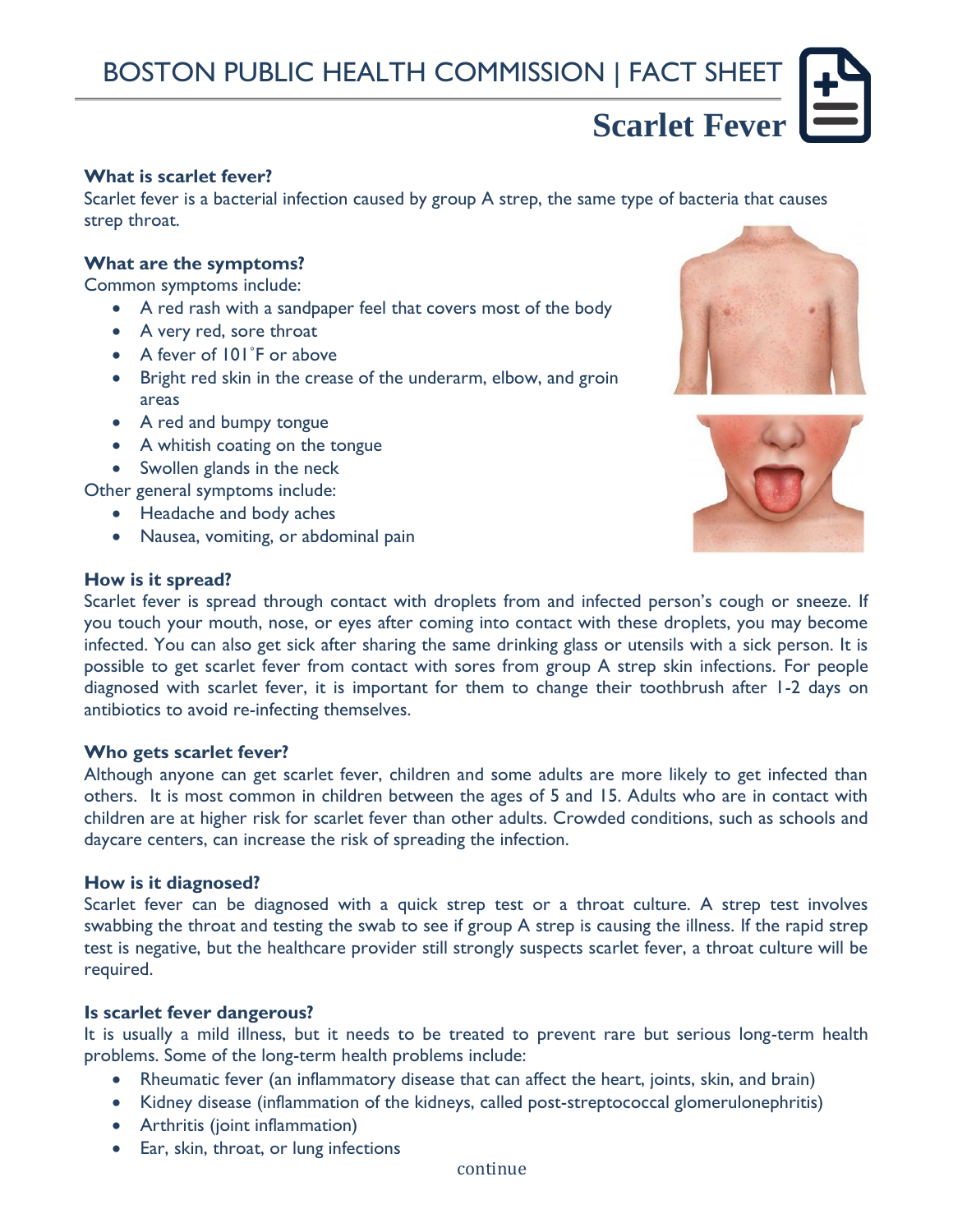# BOSTON PUBLIC HEALTH COMMISSION | FACT SHEET

# Scarlet Fever

**What is scarlet fever?**

Scarlet fever is a bacterial infection caused by group A strep, the same type of bacteria that causes strep throat.

**What are the symptoms?**

Common symptoms include:

- A red rash with a sandpaper feel that covers most of the body
- A very red, sore throat
- A fever of 101˚F or above
- Bright red skin in the crease of the underarm, elbow, and groin areas
- A red and bumpy tongue
- A whitish coating on the tongue
- Swollen glands in the neck

Other general symptoms include:

- Headache and body aches
- Nausea, vomiting, or abdominal pain

**How is it spread?**

Scarlet fever is spread through contact with droplets from and infected person's cough or sneeze. If you touch your mouth, nose, or eyes after coming into contact with these droplets, you may become infected. You can also get sick after sharing the same drinking glass or utensils with a sick person. It is possible to get scarlet fever from contact with sores from group A strep skin infections. For people diagnosed with scarlet fever, it is important for them to change their toothbrush after 1-2 days on antibiotics to avoid re-infecting themselves.

**Who gets scarlet fever?**

Although anyone can get scarlet fever, children and some adults are more likely to get infected than others. It is most common in children between the ages of 5 and 15. Adults who are in contact with children are at higher risk for scarlet fever than other adults. Crowded conditions, such as schools and daycare centers, can increase the risk of spreading the infection.

**How is it diagnosed?**

Scarlet fever can be diagnosed with a quick strep test or a throat culture. A strep test involves swabbing the throat and testing the swab to see if group A strep is causing the illness. If the rapid strep test is negative, but the healthcare provider still strongly suspects scarlet fever, a throat culture will be required.

**Is scarlet fever dangerous?**

It is usually a mild illness, but it needs to be treated to prevent rare but serious long-term health problems. Some of the long-term health problems include:

- Rheumatic fever (an inflammatory disease that can affect the heart, joints, skin, and brain)
- Kidney disease (inflammation of the kidneys, called post-streptococcal glomerulonephritis)
- Arthritis (joint inflammation)
- Ear, skin, throat, or lung infections

continue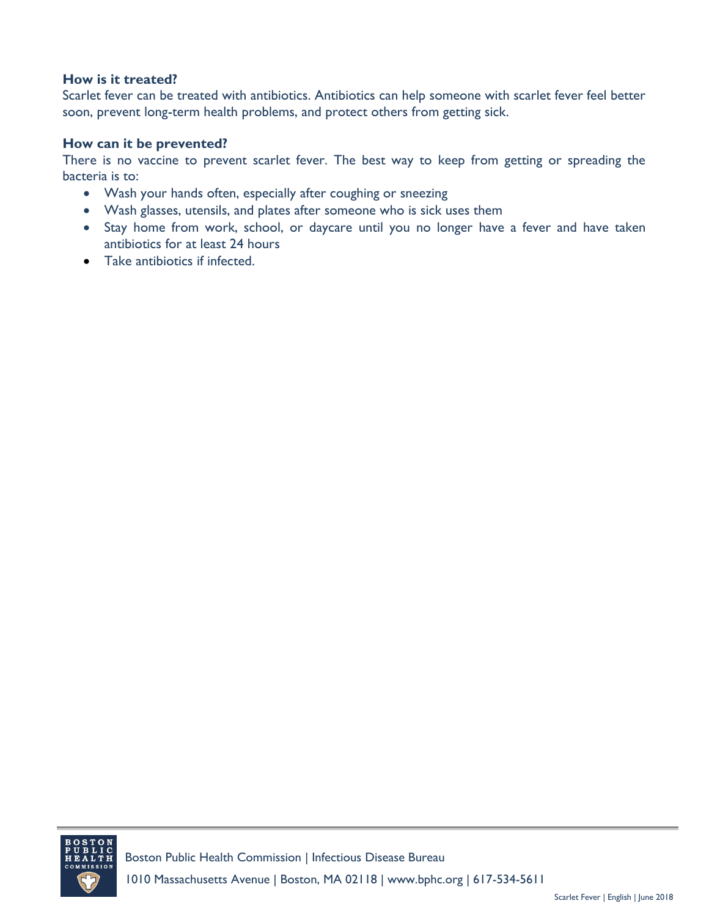**How is it treated?**

Scarlet fever can be treated with antibiotics. Antibiotics can help someone with scarlet fever feel better soon, prevent long-term health problems, and protect others from getting sick.

**How can it be prevented?**

There is no vaccine to prevent scarlet fever. The best way to keep from getting or spreading the bacteria is to:

- Wash your hands often, especially after coughing or sneezing
- Wash glasses, utensils, and plates after someone who is sick uses them
- Stay home from work, school, or daycare until you no longer have a fever and have taken antibiotics for at least 24 hours
- Take antibiotics if infected.

Boston Public Health Commission | Infectious Disease Bureau

1010 Massachusetts Avenue | Boston, MA 02118 | www.bphc.org | 617-534-5611